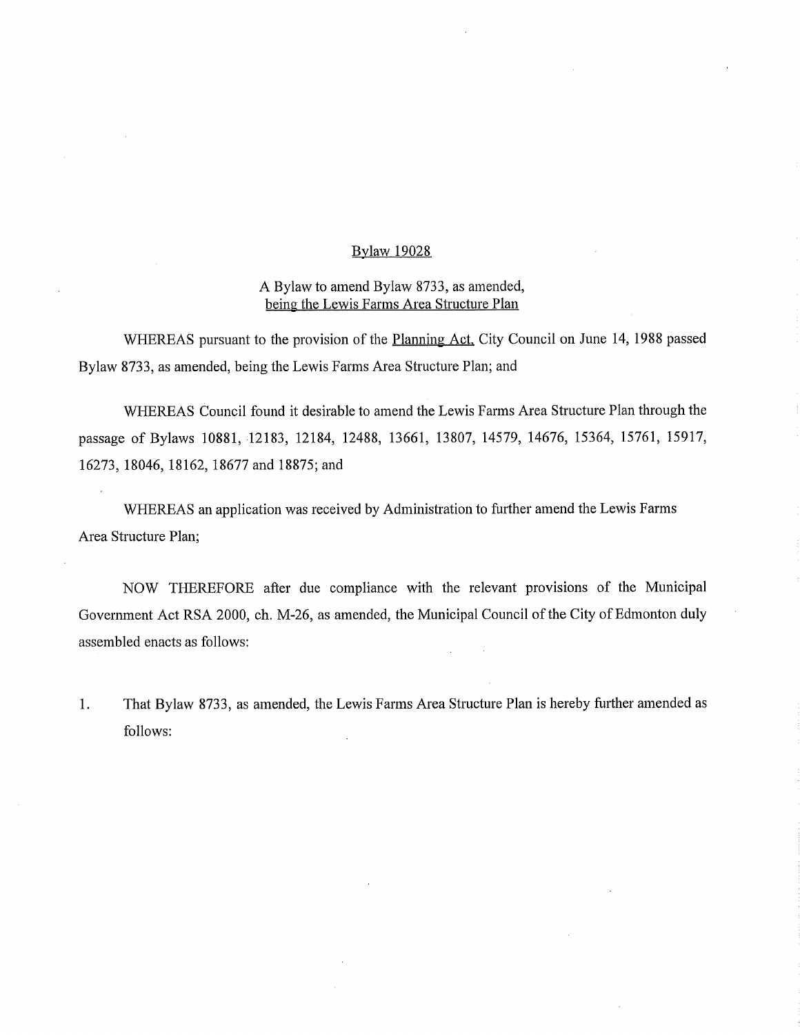# Bylaw 19028

## A Bylaw to amend Bylaw 8733, as amended, being the Lewis Farms Area Structure Plan

WHEREAS pursuant to the provision of the Planning Act, City Council on June 14, 1988 passed Bylaw 8733, as amended, being the Lewis Farms Area Structure Plan; and

WHEREAS Council found it desirable to amend the Lewis Farms Area Structure Plan through the passage of Bylaws 10881, 12183, 12184, 12488, 13661, 13807, 14579, 14676, 15364, 15761, 15917, 16273, 18046, 18162, 18677 and 18875; and

WHEREAS an application was received by Administration to further amend the Lewis Farms Area Structure Plan;

NOW THEREFORE after due compliance with the relevant provisions of the Municipal Government Act RSA 2000, ch. M-26, as amended, the Municipal Council of the City of Edmonton duly assembled enacts as follows:

1. That Bylaw 8733, as amended, the Lewis Farms Area Structure Plan is hereby further amended as follows: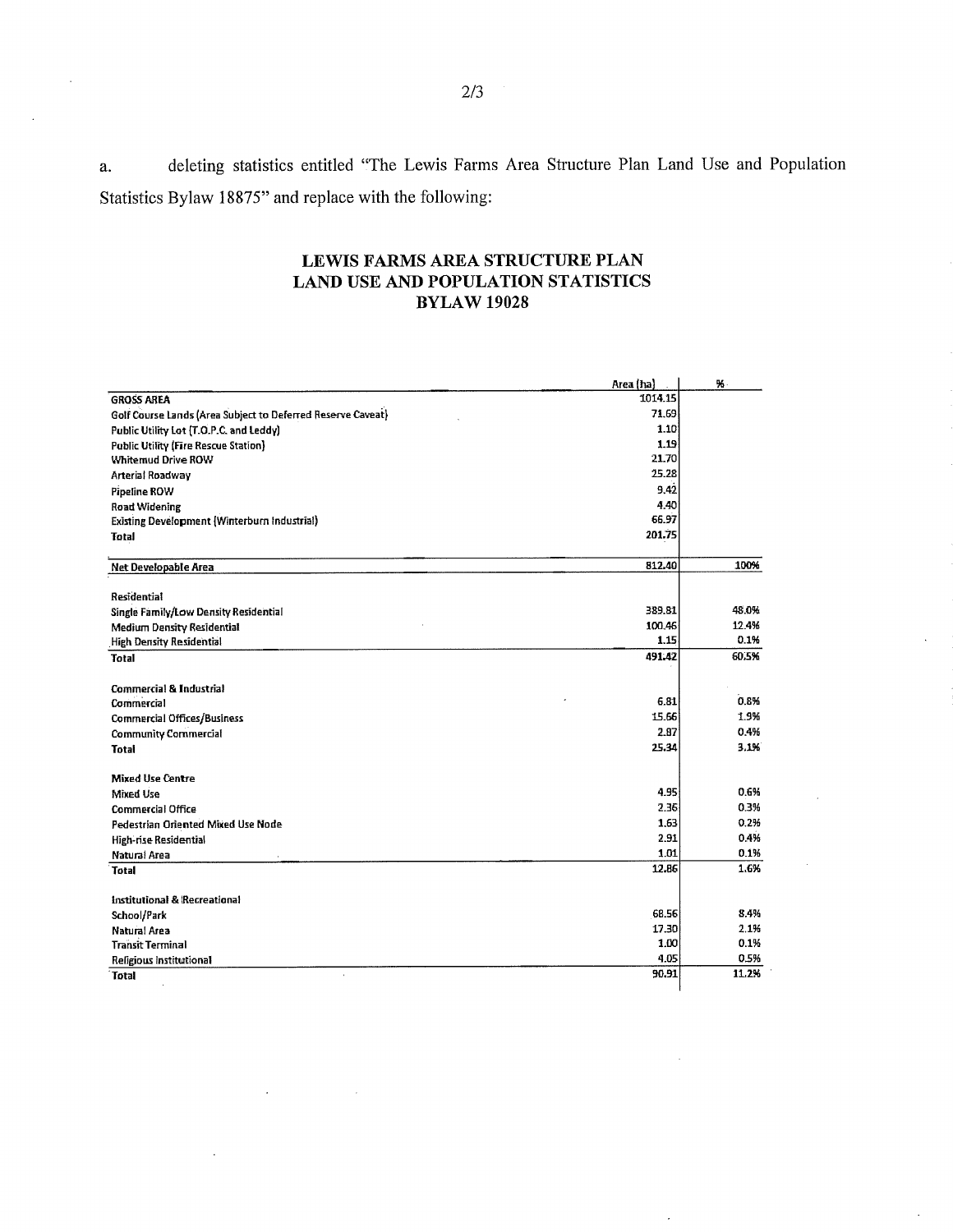a. deleting statistics entitled "The Lewis Farms Area Structure Plan Land Use and Population Statistics Bylaw 18875" and replace with the following:

## LEWIS FARMS AREA STRUCTURE PLAN
## LAND USE AND POPULATION STATISTICS
## BYLAW 19028

| | Area (ha) | % |
|---|---|---|
| **GROSS AREA** | 1014.15 | |
| Golf Course Lands (Area Subject to Deferred Reserve Caveat) | 71.69 | |
| Public Utility Lot (T.O.P.C. and Leddy) | 1.10 | |
| Public Utility (Fire Rescue Station) | 1.19 | |
| Whitemud Drive ROW | 21.70 | |
| Arterial Roadway | 25.28 | |
| Pipeline ROW | 9.42 | |
| Road Widening | 4.40 | |
| Existing Development (Winterburn Industrial) | 66.97 | |
| **Total** | 201.75 | |
| **Net Developable Area** | 812.40 | 100% |
| **Residential** | | |
| Single Family/Low Density Residential | 389.81 | 48.0% |
| Medium Density Residential | 100.46 | 12.4% |
| High Density Residential | 1.15 | 0.1% |
| **Total** | 491.42 | 60.5% |
| **Commercial & Industrial** | | |
| Commercial | 6.81 | 0.8% |
| Commercial Offices/Business | 15.66 | 1.9% |
| Community Commercial | 2.87 | 0.4% |
| **Total** | 25.34 | 3.1% |
| **Mixed Use Centre** | | |
| Mixed Use | 4.95 | 0.6% |
| Commercial Office | 2.36 | 0.3% |
| Pedestrian Oriented Mixed Use Node | 1.63 | 0.2% |
| High-rise Residential | 2.91 | 0.4% |
| Natural Area | 1.01 | 0.1% |
| **Total** | 12.86 | 1.6% |
| **Institutional & Recreational** | | |
| School/Park | 68.56 | 8.4% |
| Natural Area | 17.30 | 2.1% |
| Transit Terminal | 1.00 | 0.1% |
| Religious Institutional | 4.05 | 0.5% |
| **Total** | 90.91 | 11.2% |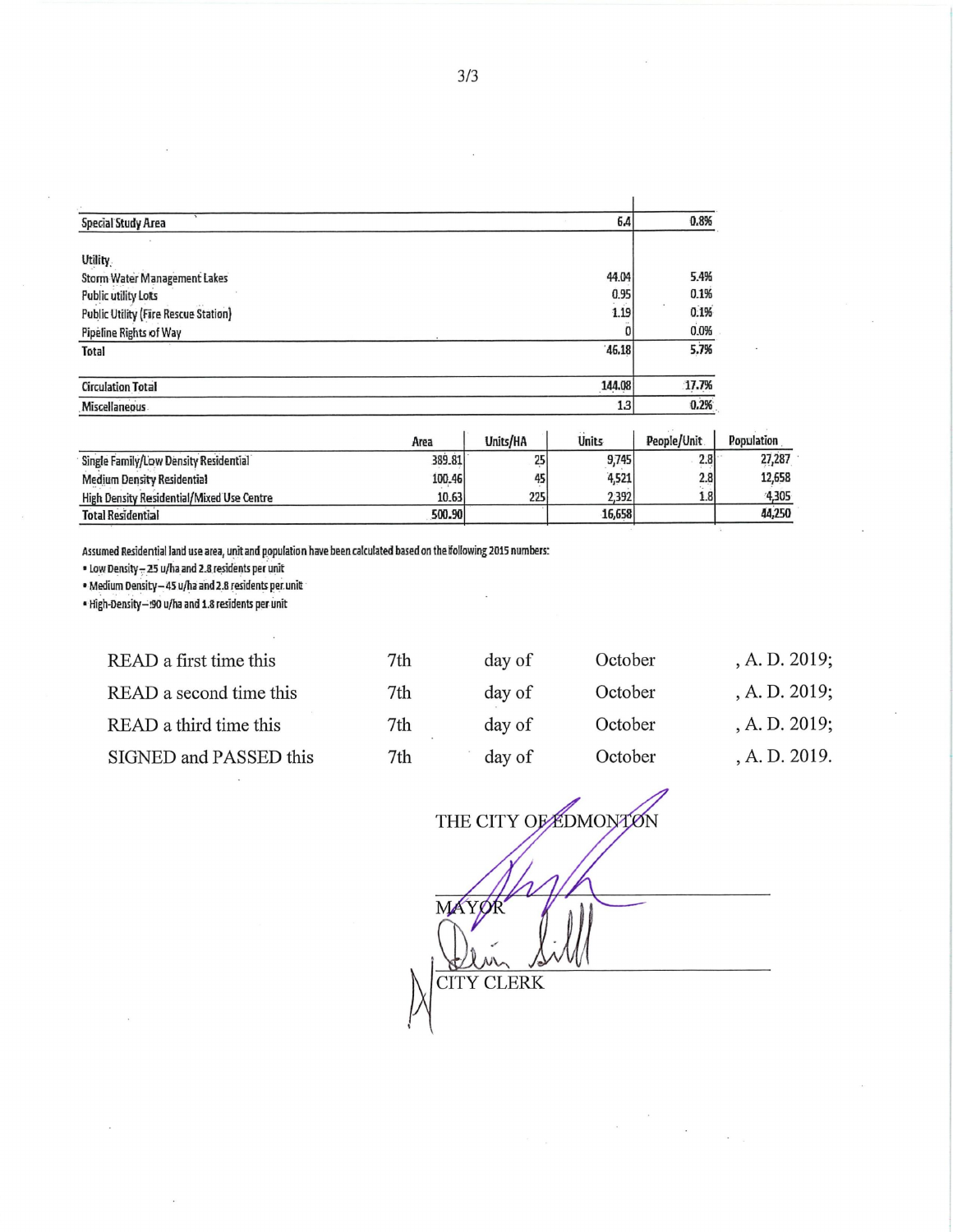| | | |
|---|---|---|
| Special Study Area | 6.4 | 0.8% |
| **Utility** | | |
| Storm Water Management Lakes | 44.04 | 5.4% |
| Public utility Lots | 0.95 | 0.1% |
| Public Utility (Fire Rescue Station) | 1.19 | 0.1% |
| Pipeline Rights of Way | 0 | 0.0% |
| **Total** | 46.18 | 5.7% |
| **Circulation Total** | 144.08 | 17.7% |
| Miscellaneous | 1.3 | 0.2% |

| | Area | Units/HA | Units | People/Unit | Population |
|---|---|---|---|---|---|
| Single Family/Low Density Residential | 389.81 | 25 | 9,745 | 2.8 | 27,287 |
| Medium Density Residential | 100.46 | 45 | 4,521 | 2.8 | 12,658 |
| High Density Residential/Mixed Use Centre | 10.63 | 225 | 2,392 | 1.8 | 4,305 |
| **Total Residential** | 500.90 | | 16,658 | | 44,250 |

Assumed Residential land use area, unit and population have been calculated based on the following 2015 numbers:

- Low Density – 25 u/ha and 2.8 residents per unit
- Medium Density – 45 u/ha and 2.8 residents per unit
- High-Density – 90 u/ha and 1.8 residents per unit

READ a first time this 7th day of October, A. D. 2019;

READ a second time this 7th day of October, A. D. 2019;

READ a third time this 7th day of October, A. D. 2019;

SIGNED and PASSED this 7th day of October, A. D. 2019.

THE CITY OF EDMONTON

MAYOR

CITY CLERK